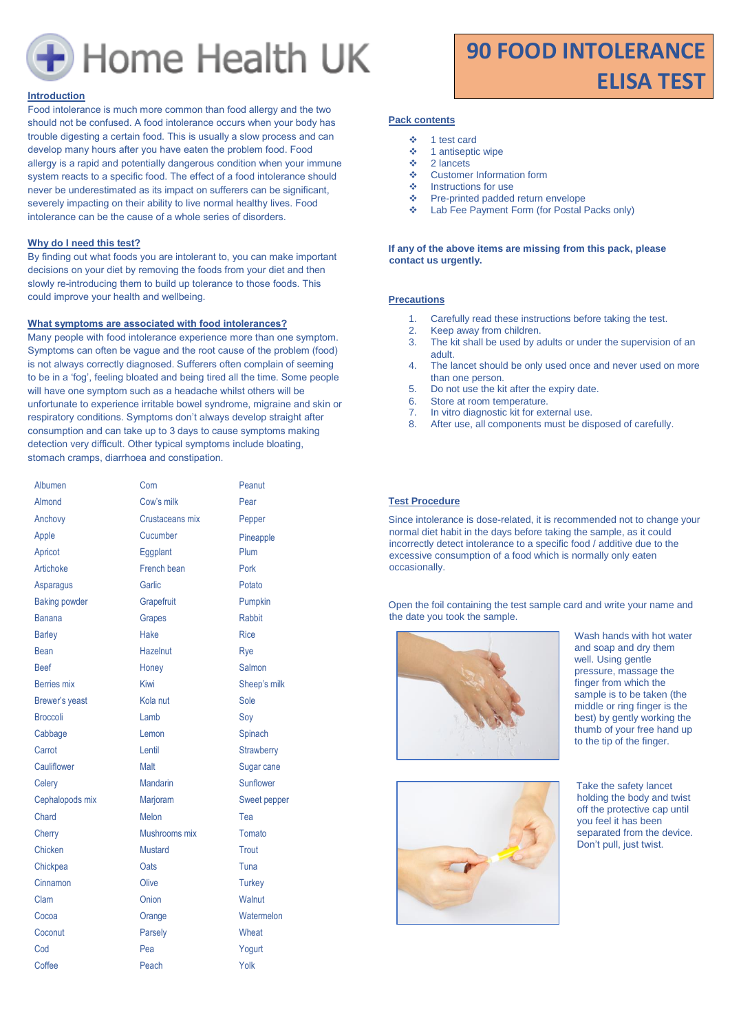# Home Health UK

# 90 FOOD INTOLERANCE ELISA TEST

## Introduction

Food intolerance is much more common than food allergy and the two should not be confused. A food intolerance occurs when your body has trouble digesting a certain food. This is usually a slow process and can develop many hours after you have eaten the problem food. Food allergy is a rapid and potentially dangerous condition when your immune system reacts to a specific food. The effect of a food intolerance should never be underestimated as its impact on sufferers can be significant, severely impacting on their ability to live normal healthy lives. Food intolerance can be the cause of a whole series of disorders.

## Why do I need this test?

By finding out what foods you are intolerant to, you can make important decisions on your diet by removing the foods from your diet and then slowly re-introducing them to build up tolerance to those foods. This could improve your health and wellbeing.

## What symptoms are associated with food intolerances?

Many people with food intolerance experience more than one symptom. Symptoms can often be vague and the root cause of the problem (food) is not always correctly diagnosed. Sufferers often complain of seeming to be in a 'fog', feeling bloated and being tired all the time. Some people will have one symptom such as a headache whilst others will be unfortunate to experience irritable bowel syndrome, migraine and skin or respiratory conditions. Symptoms don't always develop straight after consumption and can take up to 3 days to cause symptoms making detection very difficult. Other typical symptoms include bloating, stomach cramps, diarrhoea and constipation.

| | | |
|---|---|---|
| Albumen | Corn | Peanut |
| Almond | Cow's milk | Pear |
| Anchovy | Crustaceans mix | Pepper |
| Apple | Cucumber | Pineapple |
| Apricot | Eggplant | Plum |
| Artichoke | French bean | Pork |
| Asparagus | Garlic | Potato |
| Baking powder | Grapefruit | Pumpkin |
| Banana | Grapes | Rabbit |
| Barley | Hake | Rice |
| Bean | Hazelnut | Rye |
| Beef | Honey | Salmon |
| Berries mix | Kiwi | Sheep's milk |
| Brewer's yeast | Kola nut | Sole |
| Broccoli | Lamb | Soy |
| Cabbage | Lemon | Spinach |
| Carrot | Lentil | Strawberry |
| Cauliflower | Malt | Sugar cane |
| Celery | Mandarin | Sunflower |
| Cephalopods mix | Marjoram | Sweet pepper |
| Chard | Melon | Tea |
| Cherry | Mushrooms mix | Tomato |
| Chicken | Mustard | Trout |
| Chickpea | Oats | Tuna |
| Cinnamon | Olive | Turkey |
| Clam | Onion | Walnut |
| Cocoa | Orange | Watermelon |
| Coconut | Parsely | Wheat |
| Cod | Pea | Yogurt |
| Coffee | Peach | Yolk |

## Pack contents

- 1 test card
- 1 antiseptic wipe
- 2 lancets
- Customer Information form
- Instructions for use
- Pre-printed padded return envelope
- Lab Fee Payment Form (for Postal Packs only)

**If any of the above items are missing from this pack, please contact us urgently.**

## Precautions

1. Carefully read these instructions before taking the test.
2. Keep away from children.
3. The kit shall be used by adults or under the supervision of an adult.
4. The lancet should be only used once and never used on more than one person.
5. Do not use the kit after the expiry date.
6. Store at room temperature.
7. In vitro diagnostic kit for external use.
8. After use, all components must be disposed of carefully.

## Test Procedure

Since intolerance is dose-related, it is recommended not to change your normal diet habit in the days before taking the sample, as it could incorrectly detect intolerance to a specific food / additive due to the excessive consumption of a food which is normally only eaten occasionally.

Open the foil containing the test sample card and write your name and the date you took the sample.

Wash hands with hot water and soap and dry them well. Using gentle pressure, massage the finger from which the sample is to be taken (the middle or ring finger is the best) by gently working the thumb of your free hand up to the tip of the finger.

Take the safety lancet holding the body and twist off the protective cap until you feel it has been separated from the device. Don't pull, just twist.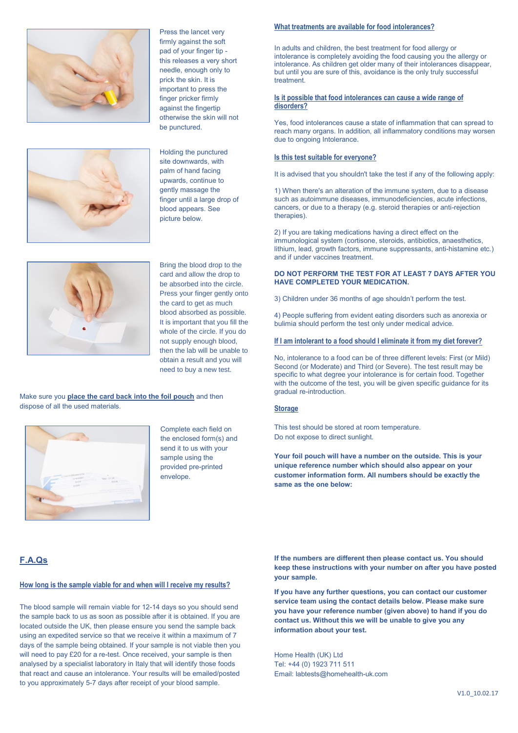Press the lancet very firmly against the soft pad of your finger tip - this releases a very short needle, enough only to prick the skin. It is important to press the finger pricker firmly against the fingertip otherwise the skin will not be punctured.

Holding the punctured site downwards, with palm of hand facing upwards, continue to gently massage the finger until a large drop of blood appears. See picture below.

Bring the blood drop to the card and allow the drop to be absorbed into the circle. Press your finger gently onto the card to get as much blood absorbed as possible. It is important that you fill the whole of the circle. If you do not supply enough blood, then the lab will be unable to obtain a result and you will need to buy a new test.

Make sure you **place the card back into the foil pouch** and then dispose of all the used materials.

Complete each field on the enclosed form(s) and send it to us with your sample using the provided pre-printed envelope.

## F.A.Qs

### How long is the sample viable for and when will I receive my results?

The blood sample will remain viable for 12-14 days so you should send the sample back to us as soon as possible after it is obtained. If you are located outside the UK, then please ensure you send the sample back using an expedited service so that we receive it within a maximum of 7 days of the sample being obtained. If your sample is not viable then you will need to pay £20 for a re-test. Once received, your sample is then analysed by a specialist laboratory in Italy that will identify those foods that react and cause an intolerance. Your results will be emailed/posted to you approximately 5-7 days after receipt of your blood sample.

### What treatments are available for food intolerances?

In adults and children, the best treatment for food allergy or intolerance is completely avoiding the food causing you the allergy or intolerance. As children get older many of their intolerances disappear, but until you are sure of this, avoidance is the only truly successful treatment.

### Is it possible that food intolerances can cause a wide range of disorders?

Yes, food intolerances cause a state of inflammation that can spread to reach many organs. In addition, all inflammatory conditions may worsen due to ongoing Intolerance.

### Is this test suitable for everyone?

It is advised that you shouldn't take the test if any of the following apply:

1) When there's an alteration of the immune system, due to a disease such as autoimmune diseases, immunodeficiencies, acute infections, cancers, or due to a therapy (e.g. steroid therapies or anti-rejection therapies).

2) If you are taking medications having a direct effect on the immunological system (cortisone, steroids, antibiotics, anaesthetics, lithium, lead, growth factors, immune suppressants, anti-histamine etc.) and if under vaccines treatment.

**DO NOT PERFORM THE TEST FOR AT LEAST 7 DAYS AFTER YOU HAVE COMPLETED YOUR MEDICATION.**

3) Children under 36 months of age shouldn't perform the test.

4) People suffering from evident eating disorders such as anorexia or bulimia should perform the test only under medical advice.

### If I am intolerant to a food should I eliminate it from my diet forever?

No, intolerance to a food can be of three different levels: First (or Mild) Second (or Moderate) and Third (or Severe). The test result may be specific to what degree your intolerance is for certain food. Together with the outcome of the test, you will be given specific guidance for its gradual re-introduction.

### Storage

This test should be stored at room temperature.
Do not expose to direct sunlight.

**Your foil pouch will have a number on the outside. This is your unique reference number which should also appear on your customer information form. All numbers should be exactly the same as the one below:**

**If the numbers are different then please contact us. You should keep these instructions with your number on after you have posted your sample.**

**If you have any further questions, you can contact our customer service team using the contact details below. Please make sure you have your reference number (given above) to hand if you do contact us. Without this we will be unable to give you any information about your test.**

Home Health (UK) Ltd
Tel: +44 (0) 1923 711 511
Email: labtests@homehealth-uk.com

V1.0_10.02.17